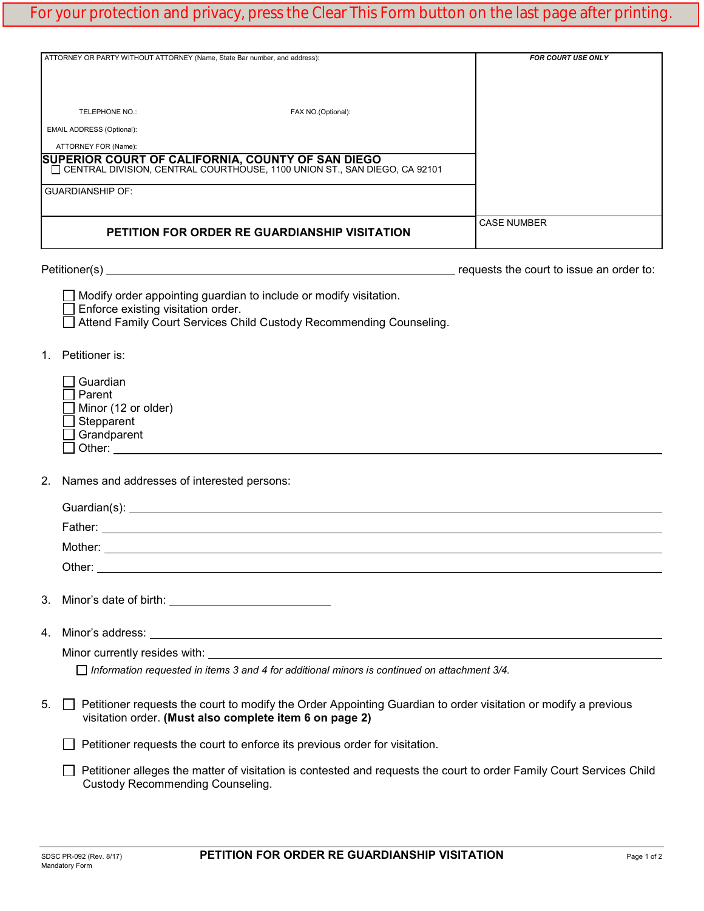For your protection and privacy, press the Clear This Form button on the last page after printing.

| ATTORNEY OR PARTY WITHOUT ATTORNEY (Name, State Bar number, and address): | FOR COURT USE ONLY |
|---|---|
| TELEPHONE NO.: FAX NO.(Optional): | |
| EMAIL ADDRESS (Optional): | |
| ATTORNEY FOR (Name): | |
| **SUPERIOR COURT OF CALIFORNIA, COUNTY OF SAN DIEGO** ☐ CENTRAL DIVISION, CENTRAL COURTHOUSE, 1100 UNION ST., SAN DIEGO, CA 92101 | |
| GUARDIANSHIP OF: | |
| **PETITION FOR ORDER RE GUARDIANSHIP VISITATION** | CASE NUMBER |

Petitioner(s) ______________________________ requests the court to issue an order to:

- ☐ Modify order appointing guardian to include or modify visitation.
- ☐ Enforce existing visitation order.
- ☐ Attend Family Court Services Child Custody Recommending Counseling.

1. Petitioner is:

   - ☐ Guardian
   - ☐ Parent
   - ☐ Minor (12 or older)
   - ☐ Stepparent
   - ☐ Grandparent
   - ☐ Other: ______________________________

2. Names and addresses of interested persons:

   Guardian(s): ______________________________

   Father: ______________________________

   Mother: ______________________________

   Other: ______________________________

3. Minor's date of birth: ______________________________

4. Minor's address: ______________________________

   Minor currently resides with: ______________________________

   ☐ *Information requested in items 3 and 4 for additional minors is continued on attachment 3/4.*

5. ☐ Petitioner requests the court to modify the Order Appointing Guardian to order visitation or modify a previous visitation order. **(Must also complete item 6 on page 2)**

   ☐ Petitioner requests the court to enforce its previous order for visitation.

   ☐ Petitioner alleges the matter of visitation is contested and requests the court to order Family Court Services Child Custody Recommending Counseling.

SDSC PR-092 (Rev. 8/17)
Mandatory Form

**PETITION FOR ORDER RE GUARDIANSHIP VISITATION**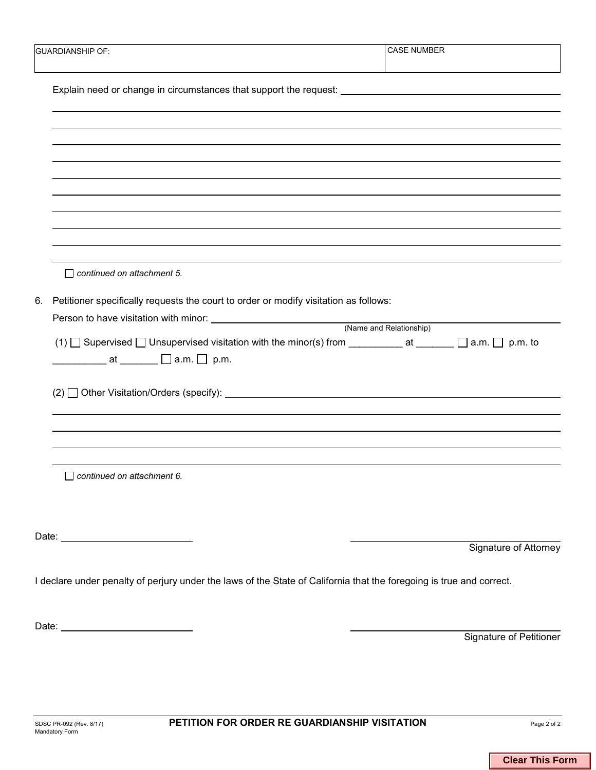| GUARDIANSHIP OF: | CASE NUMBER |
| --- | --- |
| | |

Explain need or change in circumstances that support the request: ______________________________

______________________________________________________________________________

______________________________________________________________________________

______________________________________________________________________________

______________________________________________________________________________

______________________________________________________________________________

______________________________________________________________________________

______________________________________________________________________________

______________________________________________________________________________

______________________________________________________________________________

______________________________________________________________________________

☐ *continued on attachment 5.*

6. Petitioner specifically requests the court to order or modify visitation as follows:

   Person to have visitation with minor: ______________________________________________
   (Name and Relationship)

   (1) ☐ Supervised ☐ Unsupervised visitation with the minor(s) from __________ at _______ ☐ a.m. ☐ p.m. to __________ at _______ ☐ a.m. ☐ p.m.

   (2) ☐ Other Visitation/Orders (specify): ______________________________________________

   ______________________________________________________________________________

   ______________________________________________________________________________

   ______________________________________________________________________________

   ______________________________________________________________________________

   ☐ *continued on attachment 6.*

Date: ______________________ ______________________________
Signature of Attorney

I declare under penalty of perjury under the laws of the State of California that the foregoing is true and correct.

Date: ______________________ ______________________________
Signature of Petitioner

SDSC PR-092 (Rev. 8/17)
Mandatory Form

**PETITION FOR ORDER RE GUARDIANSHIP VISITATION**

Clear This Form